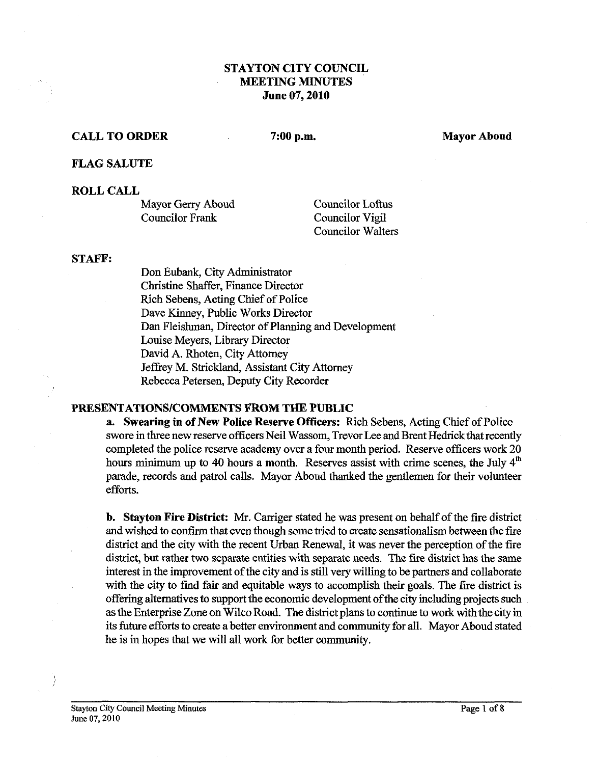# STAYTON CITY COUNCIL
## MEETING MINUTES
### June 07, 2010

**CALL TO ORDER** **7:00 p.m.** **Mayor Aboud**

**FLAG SALUTE**

**ROLL CALL**

Mayor Gerry Aboud
Councilor Frank
Councilor Loftus
Councilor Vigil
Councilor Walters

**STAFF:**

Don Eubank, City Administrator
Christine Shaffer, Finance Director
Rich Sebens, Acting Chief of Police
Dave Kinney, Public Works Director
Dan Fleishman, Director of Planning and Development
Louise Meyers, Library Director
David A. Rhoten, City Attorney
Jeffrey M. Strickland, Assistant City Attorney
Rebecca Petersen, Deputy City Recorder

**PRESENTATIONS/COMMENTS FROM THE PUBLIC**

**a. Swearing in of New Police Reserve Officers:** Rich Sebens, Acting Chief of Police swore in three new reserve officers Neil Wassom, Trevor Lee and Brent Hedrick that recently completed the police reserve academy over a four month period. Reserve officers work 20 hours minimum up to 40 hours a month. Reserves assist with crime scenes, the July 4th parade, records and patrol calls. Mayor Aboud thanked the gentlemen for their volunteer efforts.

**b. Stayton Fire District:** Mr. Carriger stated he was present on behalf of the fire district and wished to confirm that even though some tried to create sensationalism between the fire district and the city with the recent Urban Renewal, it was never the perception of the fire district, but rather two separate entities with separate needs. The fire district has the same interest in the improvement of the city and is still very willing to be partners and collaborate with the city to find fair and equitable ways to accomplish their goals. The fire district is offering alternatives to support the economic development of the city including projects such as the Enterprise Zone on Wilco Road. The district plans to continue to work with the city in its future efforts to create a better environment and community for all. Mayor Aboud stated he is in hopes that we will all work for better community.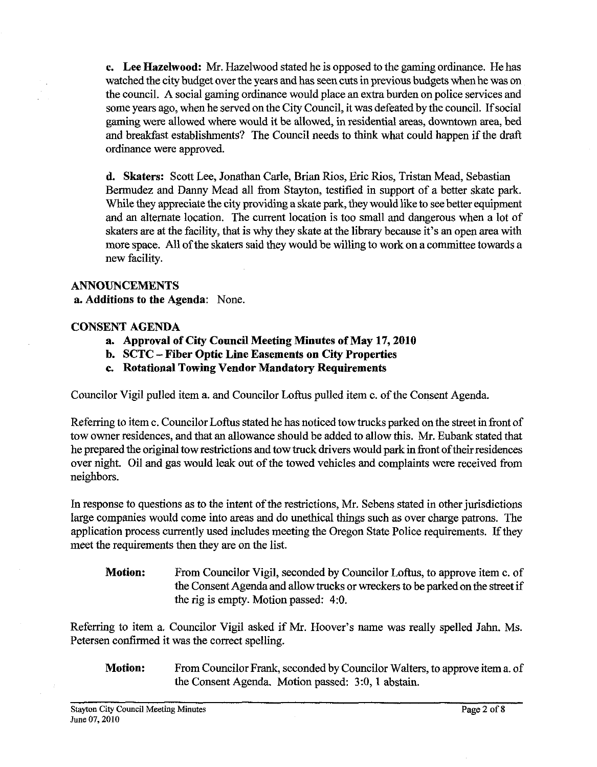**c. Lee Hazelwood:** Mr. Hazelwood stated he is opposed to the gaming ordinance. He has watched the city budget over the years and has seen cuts in previous budgets when he was on the council. A social gaming ordinance would place an extra burden on police services and some years ago, when he served on the City Council, it was defeated by the council. If social gaming were allowed where would it be allowed, in residential areas, downtown area, bed and breakfast establishments? The Council needs to think what could happen if the draft ordinance were approved.

**d. Skaters:** Scott Lee, Jonathan Carle, Brian Rios, Eric Rios, Tristan Mead, Sebastian Bermudez and Danny Mead all from Stayton, testified in support of a better skate park. While they appreciate the city providing a skate park, they would like to see better equipment and an alternate location. The current location is too small and dangerous when a lot of skaters are at the facility, that is why they skate at the library because it's an open area with more space. All of the skaters said they would be willing to work on a committee towards a new facility.

## ANNOUNCEMENTS

**a. Additions to the Agenda**: None.

## CONSENT AGENDA

- **a. Approval of City Council Meeting Minutes of May 17, 2010**
- **b. SCTC – Fiber Optic Line Easements on City Properties**
- **c. Rotational Towing Vendor Mandatory Requirements**

Councilor Vigil pulled item a. and Councilor Loftus pulled item c. of the Consent Agenda.

Referring to item c. Councilor Loftus stated he has noticed tow trucks parked on the street in front of tow owner residences, and that an allowance should be added to allow this. Mr. Eubank stated that he prepared the original tow restrictions and tow truck drivers would park in front of their residences over night. Oil and gas would leak out of the towed vehicles and complaints were received from neighbors.

In response to questions as to the intent of the restrictions, Mr. Sebens stated in other jurisdictions large companies would come into areas and do unethical things such as over charge patrons. The application process currently used includes meeting the Oregon State Police requirements. If they meet the requirements then they are on the list.

**Motion:** From Councilor Vigil, seconded by Councilor Loftus, to approve item c. of the Consent Agenda and allow trucks or wreckers to be parked on the street if the rig is empty. Motion passed: 4:0.

Referring to item a. Councilor Vigil asked if Mr. Hoover's name was really spelled Jahn. Ms. Petersen confirmed it was the correct spelling.

**Motion:** From Councilor Frank, seconded by Councilor Walters, to approve item a. of the Consent Agenda. Motion passed: 3:0, 1 abstain.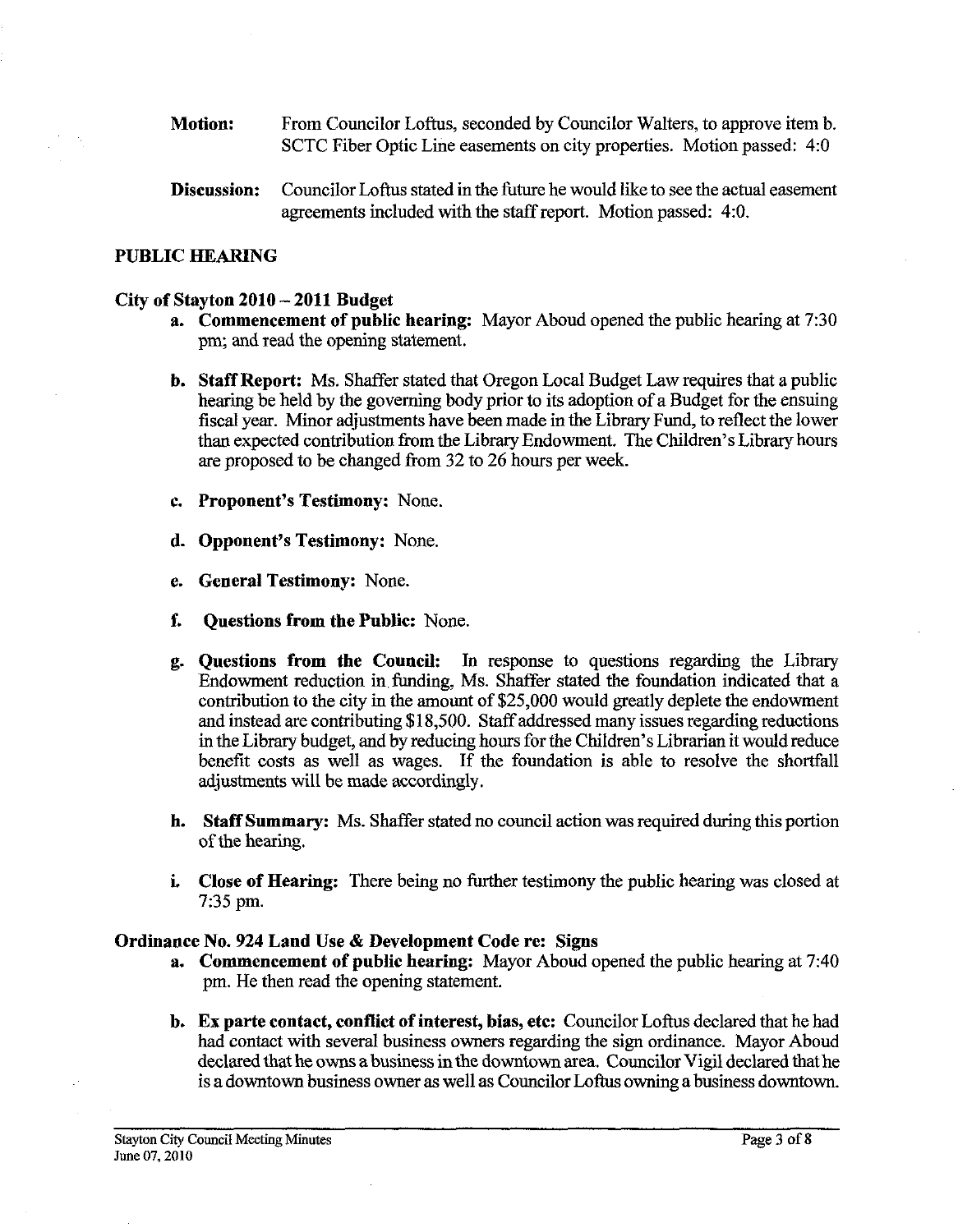**Motion:** From Councilor Loftus, seconded by Councilor Walters, to approve item b. SCTC Fiber Optic Line easements on city properties. Motion passed: 4:0

**Discussion:** Councilor Loftus stated in the future he would like to see the actual easement agreements included with the staff report. Motion passed: 4:0.

## PUBLIC HEARING

### City of Stayton 2010 – 2011 Budget

a. **Commencement of public hearing:** Mayor Aboud opened the public hearing at 7:30 pm; and read the opening statement.

b. **Staff Report:** Ms. Shaffer stated that Oregon Local Budget Law requires that a public hearing be held by the governing body prior to its adoption of a Budget for the ensuing fiscal year. Minor adjustments have been made in the Library Fund, to reflect the lower than expected contribution from the Library Endowment. The Children's Library hours are proposed to be changed from 32 to 26 hours per week.

c. **Proponent's Testimony:** None.

d. **Opponent's Testimony:** None.

e. **General Testimony:** None.

f. **Questions from the Public:** None.

g. **Questions from the Council:** In response to questions regarding the Library Endowment reduction in funding, Ms. Shaffer stated the foundation indicated that a contribution to the city in the amount of $25,000 would greatly deplete the endowment and instead are contributing $18,500. Staff addressed many issues regarding reductions in the Library budget, and by reducing hours for the Children's Librarian it would reduce benefit costs as well as wages. If the foundation is able to resolve the shortfall adjustments will be made accordingly.

h. **Staff Summary:** Ms. Shaffer stated no council action was required during this portion of the hearing.

i. **Close of Hearing:** There being no further testimony the public hearing was closed at 7:35 pm.

### Ordinance No. 924 Land Use & Development Code re: Signs

a. **Commencement of public hearing:** Mayor Aboud opened the public hearing at 7:40 pm. He then read the opening statement.

b. **Ex parte contact, conflict of interest, bias, etc:** Councilor Loftus declared that he had had contact with several business owners regarding the sign ordinance. Mayor Aboud declared that he owns a business in the downtown area. Councilor Vigil declared that he is a downtown business owner as well as Councilor Loftus owning a business downtown.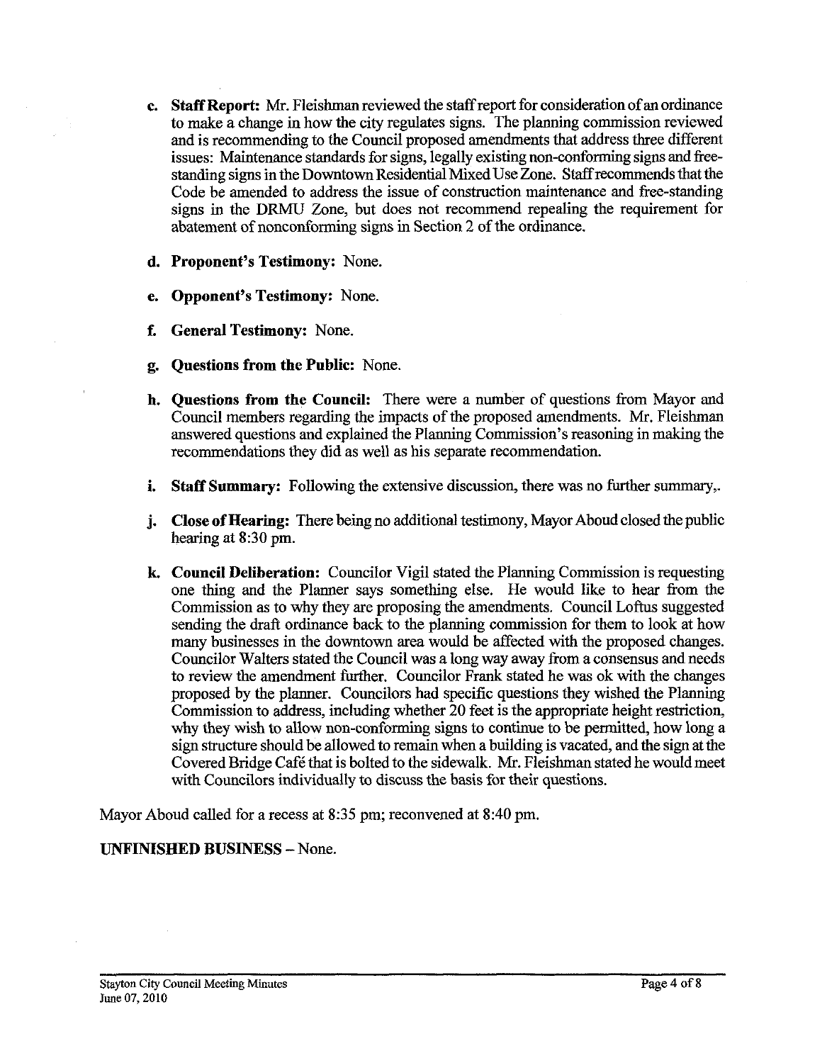c. **Staff Report:** Mr. Fleishman reviewed the staff report for consideration of an ordinance to make a change in how the city regulates signs. The planning commission reviewed and is recommending to the Council proposed amendments that address three different issues: Maintenance standards for signs, legally existing non-conforming signs and free-standing signs in the Downtown Residential Mixed Use Zone. Staff recommends that the Code be amended to address the issue of construction maintenance and free-standing signs in the DRMU Zone, but does not recommend repealing the requirement for abatement of nonconforming signs in Section 2 of the ordinance.

d. **Proponent's Testimony:** None.

e. **Opponent's Testimony:** None.

f. **General Testimony:** None.

g. **Questions from the Public:** None.

h. **Questions from the Council:** There were a number of questions from Mayor and Council members regarding the impacts of the proposed amendments. Mr. Fleishman answered questions and explained the Planning Commission's reasoning in making the recommendations they did as well as his separate recommendation.

i. **Staff Summary:** Following the extensive discussion, there was no further summary,.

j. **Close of Hearing:** There being no additional testimony, Mayor Aboud closed the public hearing at 8:30 pm.

k. **Council Deliberation:** Councilor Vigil stated the Planning Commission is requesting one thing and the Planner says something else. He would like to hear from the Commission as to why they are proposing the amendments. Council Loftus suggested sending the draft ordinance back to the planning commission for them to look at how many businesses in the downtown area would be affected with the proposed changes. Councilor Walters stated the Council was a long way away from a consensus and needs to review the amendment further. Councilor Frank stated he was ok with the changes proposed by the planner. Councilors had specific questions they wished the Planning Commission to address, including whether 20 feet is the appropriate height restriction, why they wish to allow non-conforming signs to continue to be permitted, how long a sign structure should be allowed to remain when a building is vacated, and the sign at the Covered Bridge Café that is bolted to the sidewalk. Mr. Fleishman stated he would meet with Councilors individually to discuss the basis for their questions.

Mayor Aboud called for a recess at 8:35 pm; reconvened at 8:40 pm.

**UNFINISHED BUSINESS** – None.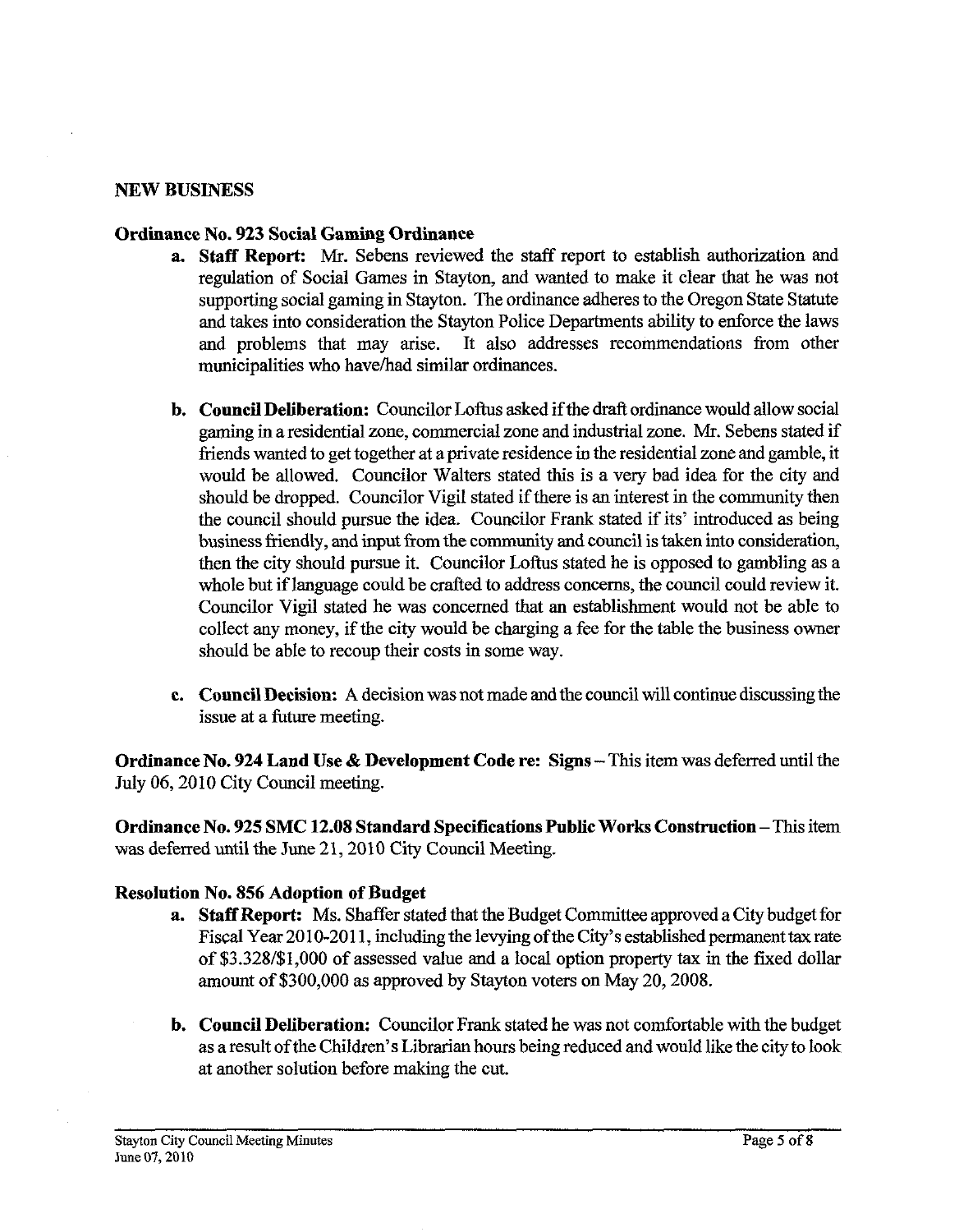## NEW BUSINESS

### Ordinance No. 923 Social Gaming Ordinance

a. **Staff Report:** Mr. Sebens reviewed the staff report to establish authorization and regulation of Social Games in Stayton, and wanted to make it clear that he was not supporting social gaming in Stayton. The ordinance adheres to the Oregon State Statute and takes into consideration the Stayton Police Departments ability to enforce the laws and problems that may arise. It also addresses recommendations from other municipalities who have/had similar ordinances.

b. **Council Deliberation:** Councilor Loftus asked if the draft ordinance would allow social gaming in a residential zone, commercial zone and industrial zone. Mr. Sebens stated if friends wanted to get together at a private residence in the residential zone and gamble, it would be allowed. Councilor Walters stated this is a very bad idea for the city and should be dropped. Councilor Vigil stated if there is an interest in the community then the council should pursue the idea. Councilor Frank stated if its' introduced as being business friendly, and input from the community and council is taken into consideration, then the city should pursue it. Councilor Loftus stated he is opposed to gambling as a whole but if language could be crafted to address concerns, the council could review it. Councilor Vigil stated he was concerned that an establishment would not be able to collect any money, if the city would be charging a fee for the table the business owner should be able to recoup their costs in some way.

c. **Council Decision:** A decision was not made and the council will continue discussing the issue at a future meeting.

**Ordinance No. 924 Land Use & Development Code re: Signs** – This item was deferred until the July 06, 2010 City Council meeting.

**Ordinance No. 925 SMC 12.08 Standard Specifications Public Works Construction** – This item was deferred until the June 21, 2010 City Council Meeting.

### Resolution No. 856 Adoption of Budget

a. **Staff Report:** Ms. Shaffer stated that the Budget Committee approved a City budget for Fiscal Year 2010-2011, including the levying of the City's established permanent tax rate of $3.328/$1,000 of assessed value and a local option property tax in the fixed dollar amount of $300,000 as approved by Stayton voters on May 20, 2008.

b. **Council Deliberation:** Councilor Frank stated he was not comfortable with the budget as a result of the Children's Librarian hours being reduced and would like the city to look at another solution before making the cut.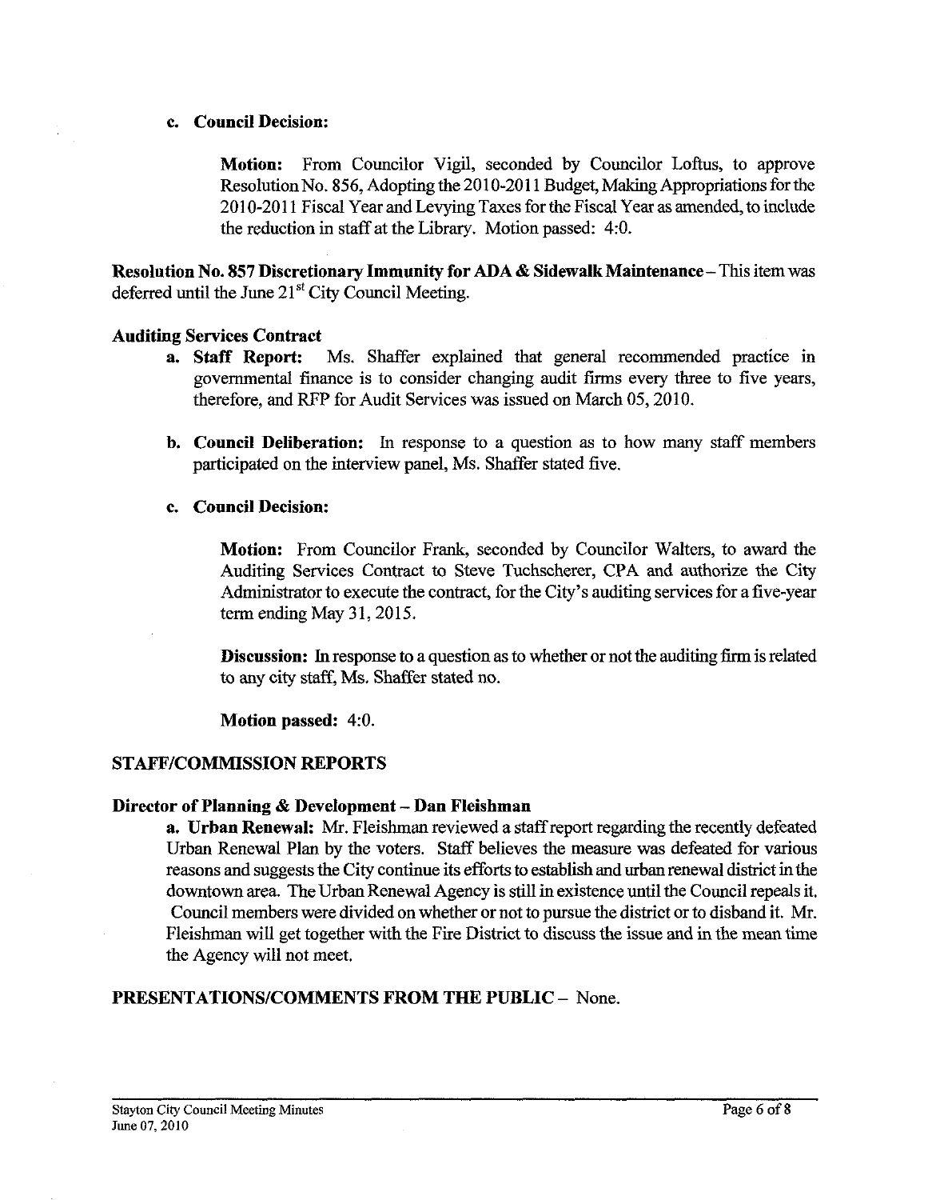**c. Council Decision:**

> **Motion:** From Councilor Vigil, seconded by Councilor Loftus, to approve Resolution No. 856, Adopting the 2010-2011 Budget, Making Appropriations for the 2010-2011 Fiscal Year and Levying Taxes for the Fiscal Year as amended, to include the reduction in staff at the Library. Motion passed: 4:0.

**Resolution No. 857 Discretionary Immunity for ADA & Sidewalk Maintenance** – This item was deferred until the June 21st City Council Meeting.

**Auditing Services Contract**

a. **Staff Report:** Ms. Shaffer explained that general recommended practice in governmental finance is to consider changing audit firms every three to five years, therefore, and RFP for Audit Services was issued on March 05, 2010.

b. **Council Deliberation:** In response to a question as to how many staff members participated on the interview panel, Ms. Shaffer stated five.

c. **Council Decision:**

> **Motion:** From Councilor Frank, seconded by Councilor Walters, to award the Auditing Services Contract to Steve Tuchscherer, CPA and authorize the City Administrator to execute the contract, for the City's auditing services for a five-year term ending May 31, 2015.
>
> **Discussion:** In response to a question as to whether or not the auditing firm is related to any city staff, Ms. Shaffer stated no.
>
> **Motion passed:** 4:0.

## STAFF/COMMISSION REPORTS

**Director of Planning & Development – Dan Fleishman**

**a. Urban Renewal:** Mr. Fleishman reviewed a staff report regarding the recently defeated Urban Renewal Plan by the voters. Staff believes the measure was defeated for various reasons and suggests the City continue its efforts to establish and urban renewal district in the downtown area. The Urban Renewal Agency is still in existence until the Council repeals it. Council members were divided on whether or not to pursue the district or to disband it. Mr. Fleishman will get together with the Fire District to discuss the issue and in the mean time the Agency will not meet.

## PRESENTATIONS/COMMENTS FROM THE PUBLIC – None.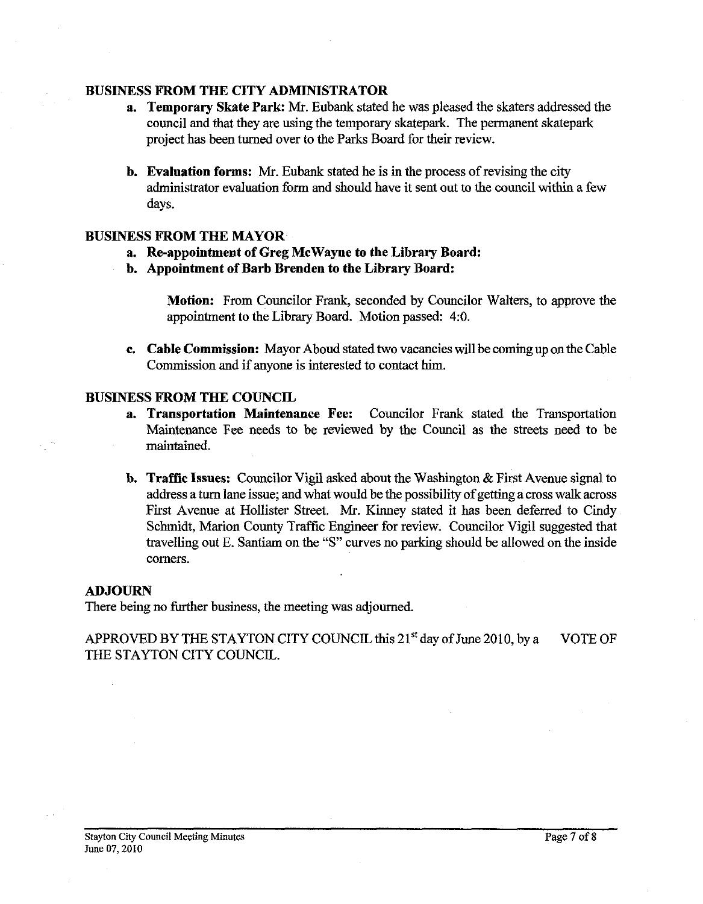## BUSINESS FROM THE CITY ADMINISTRATOR

a. **Temporary Skate Park:** Mr. Eubank stated he was pleased the skaters addressed the council and that they are using the temporary skatepark. The permanent skatepark project has been turned over to the Parks Board for their review.

b. **Evaluation forms:** Mr. Eubank stated he is in the process of revising the city administrator evaluation form and should have it sent out to the council within a few days.

## BUSINESS FROM THE MAYOR

a. **Re-appointment of Greg McWayne to the Library Board:**

b. **Appointment of Barb Brenden to the Library Board:**

> **Motion:** From Councilor Frank, seconded by Councilor Walters, to approve the appointment to the Library Board. Motion passed: 4:0.

c. **Cable Commission:** Mayor Aboud stated two vacancies will be coming up on the Cable Commission and if anyone is interested to contact him.

## BUSINESS FROM THE COUNCIL

a. **Transportation Maintenance Fee:** Councilor Frank stated the Transportation Maintenance Fee needs to be reviewed by the Council as the streets need to be maintained.

b. **Traffic Issues:** Councilor Vigil asked about the Washington & First Avenue signal to address a turn lane issue; and what would be the possibility of getting a cross walk across First Avenue at Hollister Street. Mr. Kinney stated it has been deferred to Cindy Schmidt, Marion County Traffic Engineer for review. Councilor Vigil suggested that travelling out E. Santiam on the "S" curves no parking should be allowed on the inside corners.

## ADJOURN

There being no further business, the meeting was adjourned.

APPROVED BY THE STAYTON CITY COUNCIL this 21st day of June 2010, by a VOTE OF THE STAYTON CITY COUNCIL.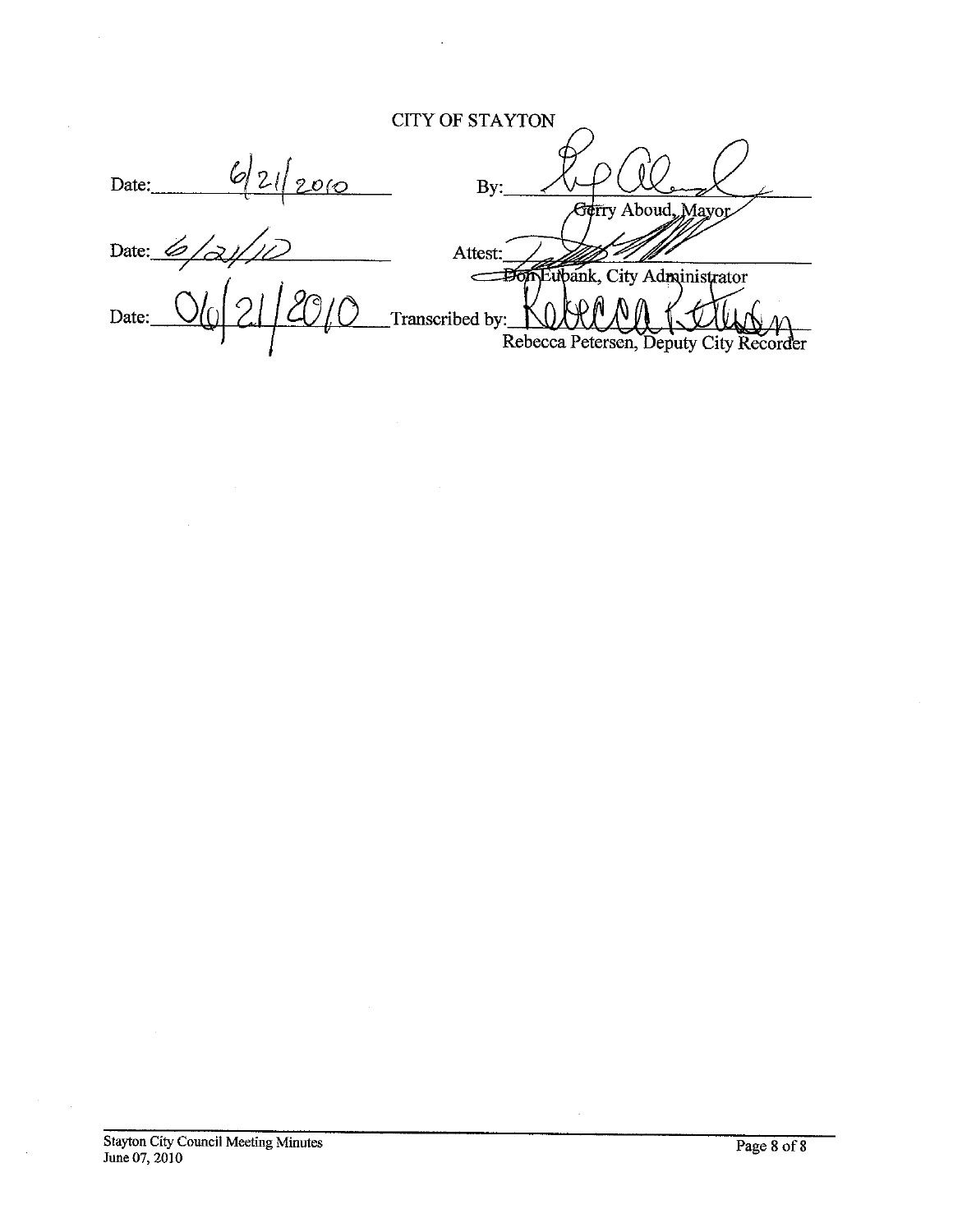CITY OF STAYTON

Date: 6/21/2010 By: ______________________
Gerry Aboud, Mayor

Date: 6/21/10 Attest: ______________________
Don Eubank, City Administrator

Date: 06/21/2010 Transcribed by: ______________________
Rebecca Petersen, Deputy City Recorder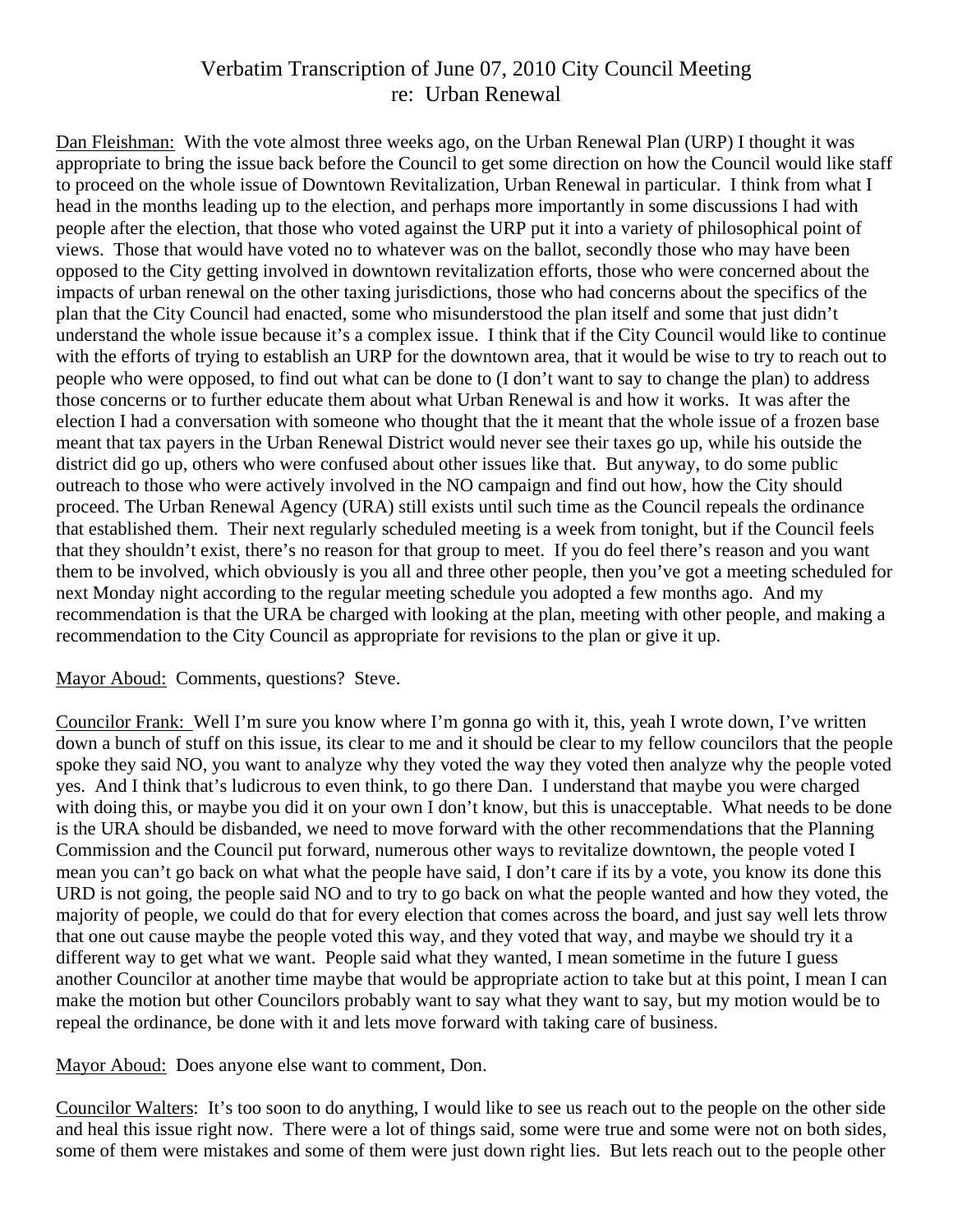# Verbatim Transcription of June 07, 2010 City Council Meeting
re: Urban Renewal

Dan Fleishman: With the vote almost three weeks ago, on the Urban Renewal Plan (URP) I thought it was appropriate to bring the issue back before the Council to get some direction on how the Council would like staff to proceed on the whole issue of Downtown Revitalization, Urban Renewal in particular. I think from what I head in the months leading up to the election, and perhaps more importantly in some discussions I had with people after the election, that those who voted against the URP put it into a variety of philosophical point of views. Those that would have voted no to whatever was on the ballot, secondly those who may have been opposed to the City getting involved in downtown revitalization efforts, those who were concerned about the impacts of urban renewal on the other taxing jurisdictions, those who had concerns about the specifics of the plan that the City Council had enacted, some who misunderstood the plan itself and some that just didn't understand the whole issue because it's a complex issue. I think that if the City Council would like to continue with the efforts of trying to establish an URP for the downtown area, that it would be wise to try to reach out to people who were opposed, to find out what can be done to (I don't want to say to change the plan) to address those concerns or to further educate them about what Urban Renewal is and how it works. It was after the election I had a conversation with someone who thought that the it meant that the whole issue of a frozen base meant that tax payers in the Urban Renewal District would never see their taxes go up, while his outside the district did go up, others who were confused about other issues like that. But anyway, to do some public outreach to those who were actively involved in the NO campaign and find out how, how the City should proceed. The Urban Renewal Agency (URA) still exists until such time as the Council repeals the ordinance that established them. Their next regularly scheduled meeting is a week from tonight, but if the Council feels that they shouldn't exist, there's no reason for that group to meet. If you do feel there's reason and you want them to be involved, which obviously is you all and three other people, then you've got a meeting scheduled for next Monday night according to the regular meeting schedule you adopted a few months ago. And my recommendation is that the URA be charged with looking at the plan, meeting with other people, and making a recommendation to the City Council as appropriate for revisions to the plan or give it up.

Mayor Aboud: Comments, questions? Steve.

Councilor Frank: Well I'm sure you know where I'm gonna go with it, this, yeah I wrote down, I've written down a bunch of stuff on this issue, its clear to me and it should be clear to my fellow councilors that the people spoke they said NO, you want to analyze why they voted the way they voted then analyze why the people voted yes. And I think that's ludicrous to even think, to go there Dan. I understand that maybe you were charged with doing this, or maybe you did it on your own I don't know, but this is unacceptable. What needs to be done is the URA should be disbanded, we need to move forward with the other recommendations that the Planning Commission and the Council put forward, numerous other ways to revitalize downtown, the people voted I mean you can't go back on what what the people have said, I don't care if its by a vote, you know its done this URD is not going, the people said NO and to try to go back on what the people wanted and how they voted, the majority of people, we could do that for every election that comes across the board, and just say well lets throw that one out cause maybe the people voted this way, and they voted that way, and maybe we should try it a different way to get what we want. People said what they wanted, I mean sometime in the future I guess another Councilor at another time maybe that would be appropriate action to take but at this point, I mean I can make the motion but other Councilors probably want to say what they want to say, but my motion would be to repeal the ordinance, be done with it and lets move forward with taking care of business.

Mayor Aboud: Does anyone else want to comment, Don.

Councilor Walters: It's too soon to do anything, I would like to see us reach out to the people on the other side and heal this issue right now. There were a lot of things said, some were true and some were not on both sides, some of them were mistakes and some of them were just down right lies. But lets reach out to the people other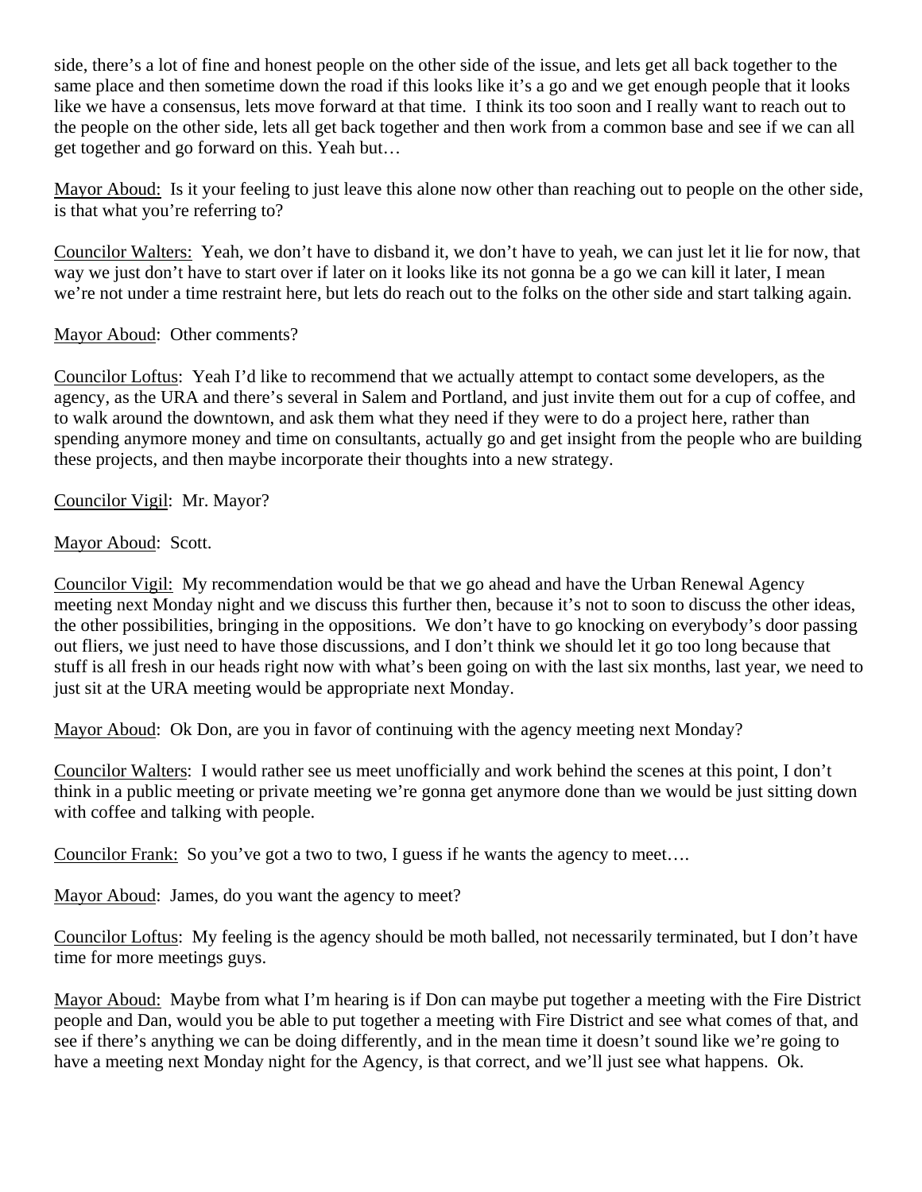side, there's a lot of fine and honest people on the other side of the issue, and lets get all back together to the same place and then sometime down the road if this looks like it's a go and we get enough people that it looks like we have a consensus, lets move forward at that time. I think its too soon and I really want to reach out to the people on the other side, lets all get back together and then work from a common base and see if we can all get together and go forward on this. Yeah but…

Mayor Aboud: Is it your feeling to just leave this alone now other than reaching out to people on the other side, is that what you're referring to?

Councilor Walters: Yeah, we don't have to disband it, we don't have to yeah, we can just let it lie for now, that way we just don't have to start over if later on it looks like its not gonna be a go we can kill it later, I mean we're not under a time restraint here, but lets do reach out to the folks on the other side and start talking again.

Mayor Aboud: Other comments?

Councilor Loftus: Yeah I'd like to recommend that we actually attempt to contact some developers, as the agency, as the URA and there's several in Salem and Portland, and just invite them out for a cup of coffee, and to walk around the downtown, and ask them what they need if they were to do a project here, rather than spending anymore money and time on consultants, actually go and get insight from the people who are building these projects, and then maybe incorporate their thoughts into a new strategy.

Councilor Vigil: Mr. Mayor?

Mayor Aboud: Scott.

Councilor Vigil: My recommendation would be that we go ahead and have the Urban Renewal Agency meeting next Monday night and we discuss this further then, because it's not to soon to discuss the other ideas, the other possibilities, bringing in the oppositions. We don't have to go knocking on everybody's door passing out fliers, we just need to have those discussions, and I don't think we should let it go too long because that stuff is all fresh in our heads right now with what's been going on with the last six months, last year, we need to just sit at the URA meeting would be appropriate next Monday.

Mayor Aboud: Ok Don, are you in favor of continuing with the agency meeting next Monday?

Councilor Walters: I would rather see us meet unofficially and work behind the scenes at this point, I don't think in a public meeting or private meeting we're gonna get anymore done than we would be just sitting down with coffee and talking with people.

Councilor Frank: So you've got a two to two, I guess if he wants the agency to meet….

Mayor Aboud: James, do you want the agency to meet?

Councilor Loftus: My feeling is the agency should be moth balled, not necessarily terminated, but I don't have time for more meetings guys.

Mayor Aboud: Maybe from what I'm hearing is if Don can maybe put together a meeting with the Fire District people and Dan, would you be able to put together a meeting with Fire District and see what comes of that, and see if there's anything we can be doing differently, and in the mean time it doesn't sound like we're going to have a meeting next Monday night for the Agency, is that correct, and we'll just see what happens. Ok.